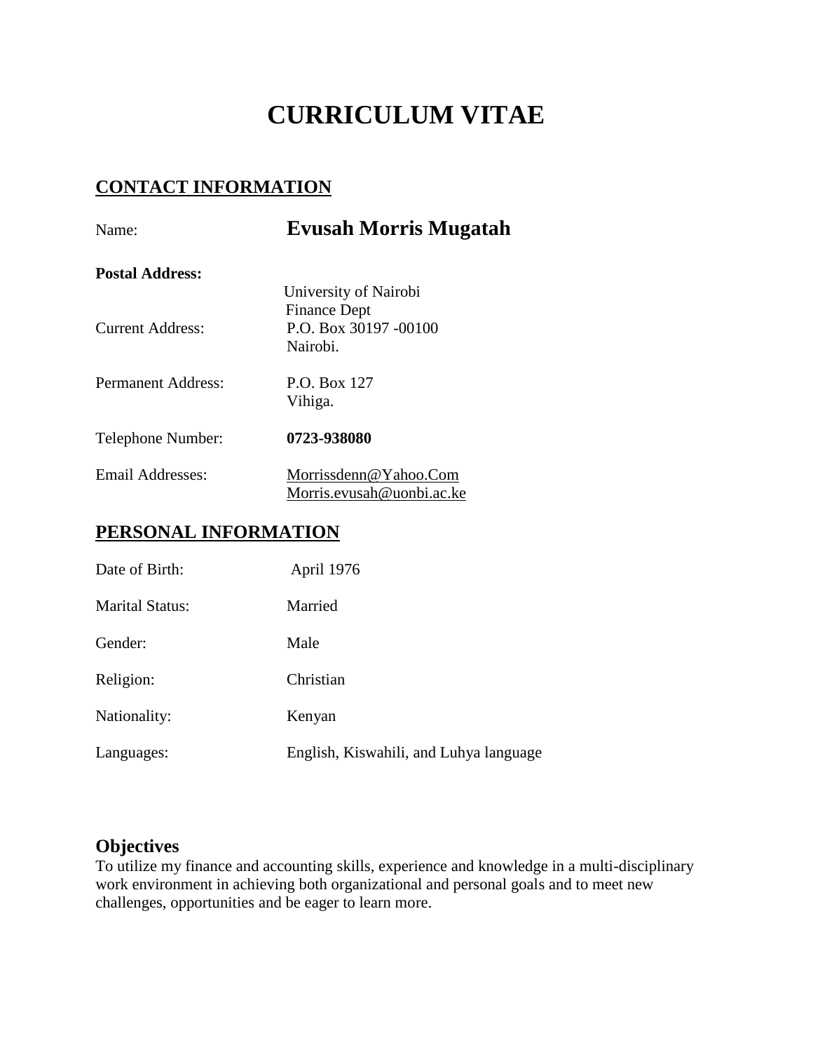# CURRICULUM VITAE

## CONTACT INFORMATION

Name: **Evusah Morris Mugatah**

**Postal Address:**

Current Address: University of Nairobi
Finance Dept
P.O. Box 30197 -00100
Nairobi.

Permanent Address: P.O. Box 127
Vihiga.

Telephone Number: **0723-938080**

Email Addresses: Morrissdenn@Yahoo.Com
Morris.evusah@uonbi.ac.ke

## PERSONAL INFORMATION

Date of Birth: April 1976

Marital Status: Married

Gender: Male

Religion: Christian

Nationality: Kenyan

Languages: English, Kiswahili, and Luhya language

### Objectives

To utilize my finance and accounting skills, experience and knowledge in a multi-disciplinary work environment in achieving both organizational and personal goals and to meet new challenges, opportunities and be eager to learn more.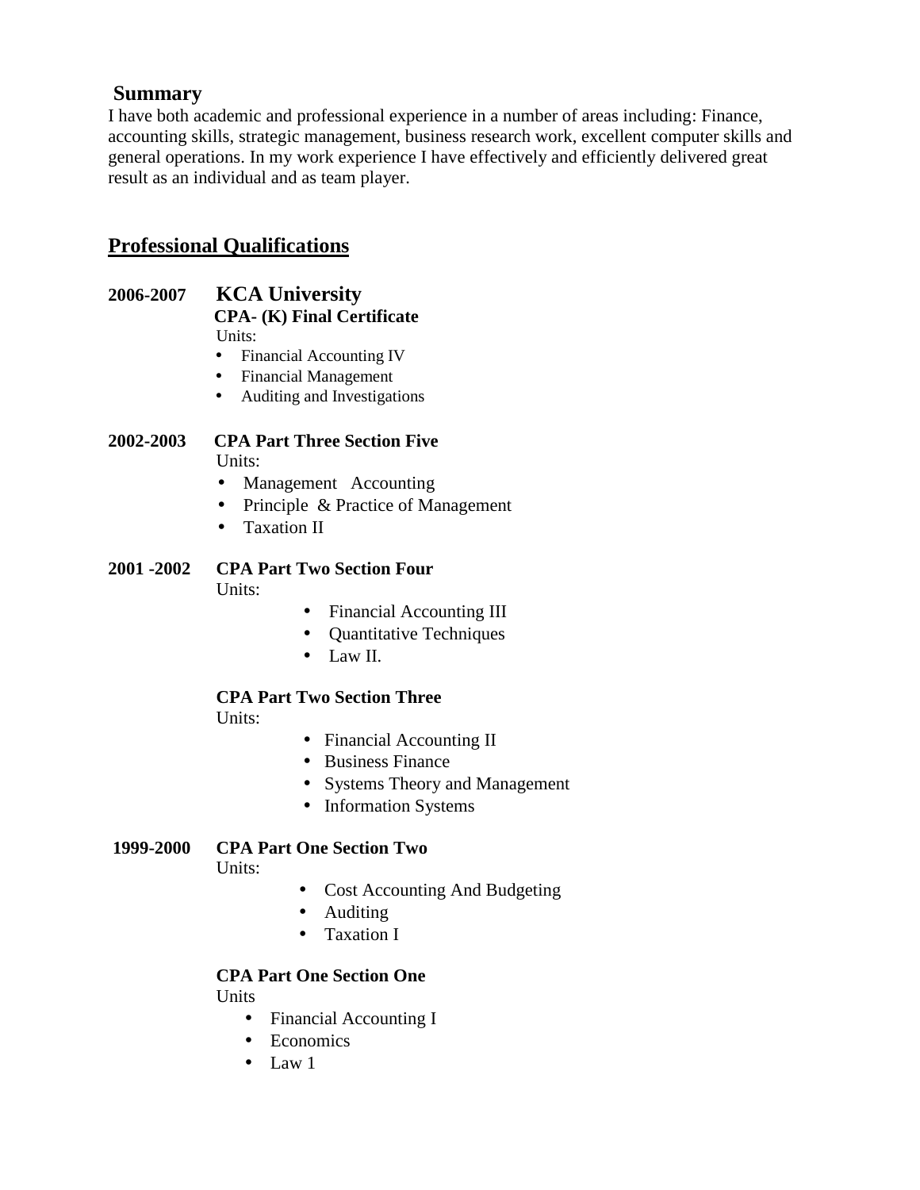## Summary

I have both academic and professional experience in a number of areas including: Finance, accounting skills, strategic management, business research work, excellent computer skills and general operations. In my work experience I have effectively and efficiently delivered great result as an individual and as team player.

## Professional Qualifications

**2006-2007** **KCA University**

**CPA- (K) Final Certificate**

Units:

- Financial Accounting IV
- Financial Management
- Auditing and Investigations

**2002-2003** **CPA Part Three Section Five**

Units:

- Management Accounting
- Principle & Practice of Management
- Taxation II

**2001 -2002** **CPA Part Two Section Four**

Units:

- Financial Accounting III
- Quantitative Techniques
- Law II.

**CPA Part Two Section Three**

Units:

- Financial Accounting II
- Business Finance
- Systems Theory and Management
- Information Systems

**1999-2000** **CPA Part One Section Two**

Units:

- Cost Accounting And Budgeting
- Auditing
- Taxation I

**CPA Part One Section One**

Units

- Financial Accounting I
- Economics
- Law 1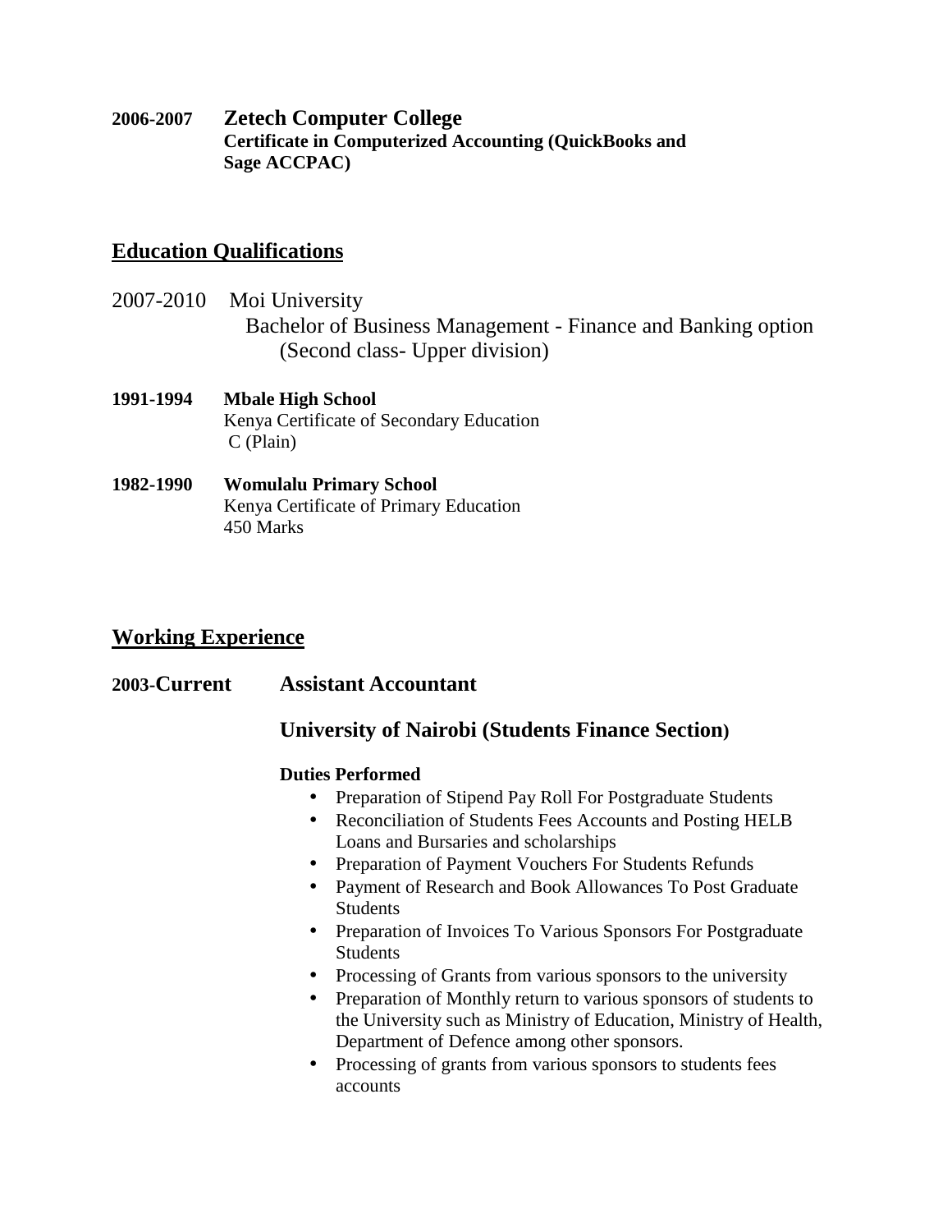**2006-2007** **Zetech Computer College**
**Certificate in Computerized Accounting (QuickBooks and Sage ACCPAC)**

## Education Qualifications

2007-2010 Moi University
Bachelor of Business Management - Finance and Banking option
(Second class- Upper division)

**1991-1994** **Mbale High School**
Kenya Certificate of Secondary Education
C (Plain)

**1982-1990** **Womulalu Primary School**
Kenya Certificate of Primary Education
450 Marks

## Working Experience

**2003-Current** **Assistant Accountant**

**University of Nairobi (Students Finance Section)**

**Duties Performed**

- Preparation of Stipend Pay Roll For Postgraduate Students
- Reconciliation of Students Fees Accounts and Posting HELB Loans and Bursaries and scholarships
- Preparation of Payment Vouchers For Students Refunds
- Payment of Research and Book Allowances To Post Graduate Students
- Preparation of Invoices To Various Sponsors For Postgraduate Students
- Processing of Grants from various sponsors to the university
- Preparation of Monthly return to various sponsors of students to the University such as Ministry of Education, Ministry of Health, Department of Defence among other sponsors.
- Processing of grants from various sponsors to students fees accounts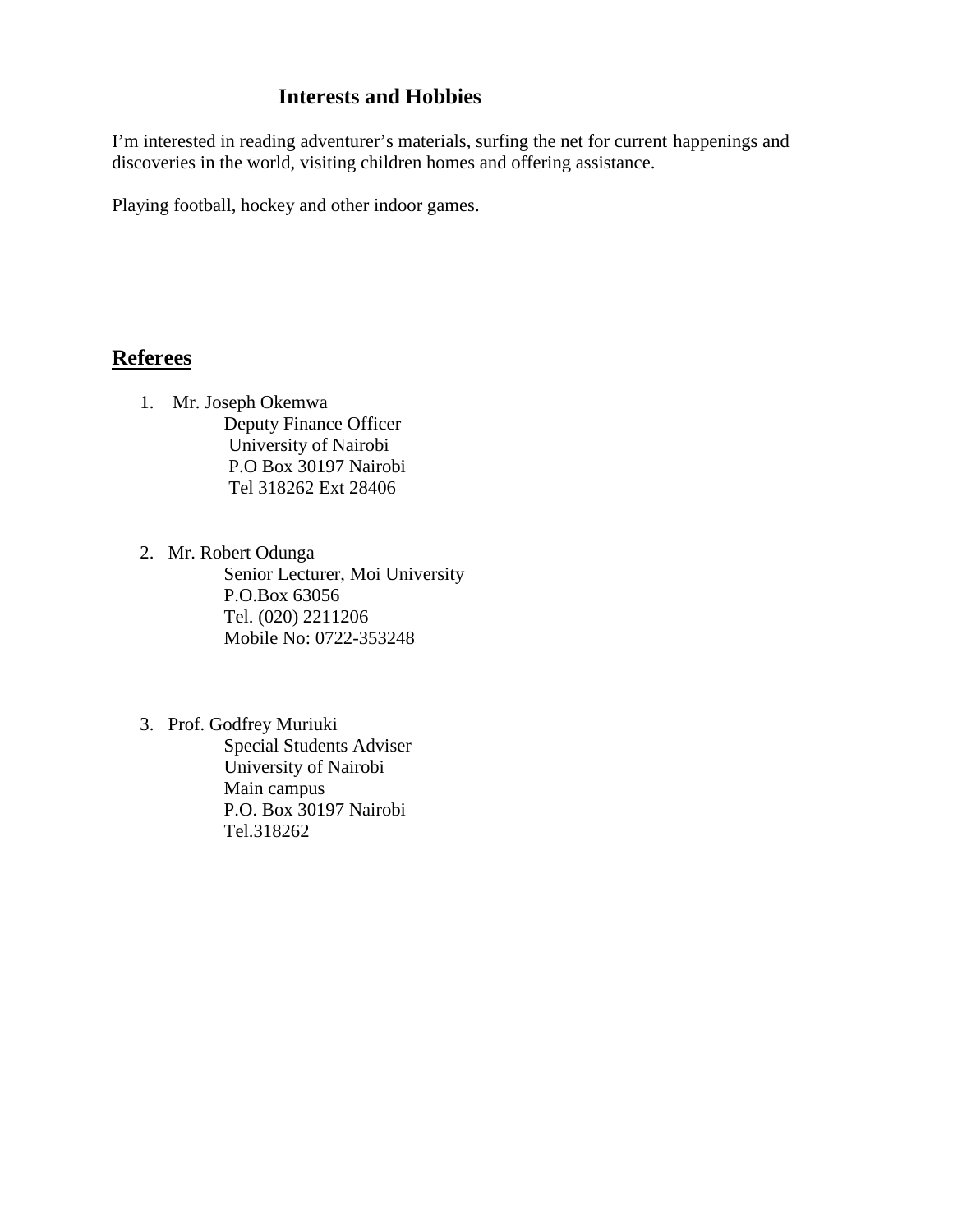## Interests and Hobbies

I'm interested in reading adventurer's materials, surfing the net for current happenings and discoveries in the world, visiting children homes and offering assistance.

Playing football, hockey and other indoor games.

## **Referees**

1. Mr. Joseph Okemwa
   Deputy Finance Officer
   University of Nairobi
   P.O Box 30197 Nairobi
   Tel 318262 Ext 28406

2. Mr. Robert Odunga
   Senior Lecturer, Moi University
   P.O.Box 63056
   Tel. (020) 2211206
   Mobile No: 0722-353248

3. Prof. Godfrey Muriuki
   Special Students Adviser
   University of Nairobi
   Main campus
   P.O. Box 30197 Nairobi
   Tel.318262